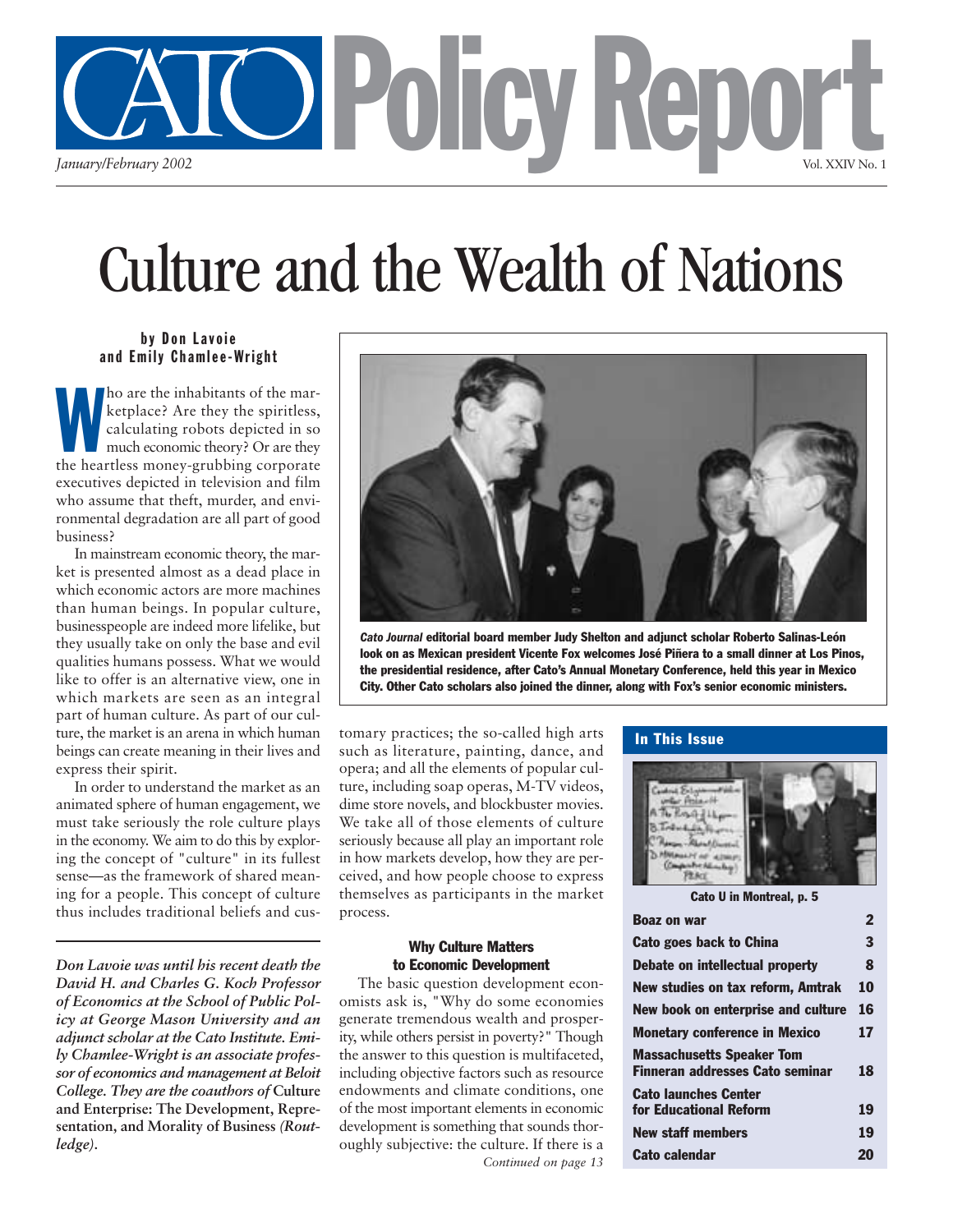# Cato Policy Report

*January/February 2002* Vol. XXIV No. 1

# Culture and the Wealth of Nations

**by Don Lavoie and Emily Chamlee-Wright**

Who are the inhabitants of the marketplace? Are they the spiritless, calculating robots depicted in so much economic theory? Or are they the heartless money-grubbing corporate executives depicted in television and film who assume that theft, murder, and environmental degradation are all part of good business?

In mainstream economic theory, the market is presented almost as a dead place in which economic actors are more machines than human beings. In popular culture, businesspeople are indeed more lifelike, but they usually take on only the base and evil qualities humans possess. What we would like to offer is an alternative view, one in which markets are seen as an integral part of human culture. As part of our culture, the market is an arena in which human beings can create meaning in their lives and express their spirit.

In order to understand the market as an animated sphere of human engagement, we must take seriously the role culture plays in the economy. We aim to do this by exploring the concept of "culture" in its fullest sense—as the framework of shared meaning for a people. This concept of culture thus includes traditional beliefs and customary practices; the so-called high arts such as literature, painting, dance, and opera; and all the elements of popular culture, including soap operas, M-TV videos, dime store novels, and blockbuster movies. We take all of those elements of culture seriously because all play an important role in how markets develop, how they are perceived, and how people choose to express themselves as participants in the market process.

***Don Lavoie was until his recent death the David H. and Charles G. Koch Professor of Economics at the School of Public Policy at George Mason University and an adjunct scholar at the Cato Institute. Emily Chamlee-Wright is an associate professor of economics and management at Beloit College. They are the coauthors of* Culture and Enterprise: The Development, Representation, and Morality of Business *(Routledge).***

***Cato Journal* editorial board member Judy Shelton and adjunct scholar Roberto Salinas-León look on as Mexican president Vicente Fox welcomes José Piñera to a small dinner at Los Pinos, the presidential residence, after Cato's Annual Monetary Conference, held this year in Mexico City. Other Cato scholars also joined the dinner, along with Fox's senior economic ministers.**

### Why Culture Matters to Economic Development

The basic question development economists ask is, "Why do some economies generate tremendous wealth and prosperity, while others persist in poverty?" Though the answer to this question is multifaceted, including objective factors such as resource endowments and climate conditions, one of the most important elements in economic development is something that sounds thoroughly subjective: the culture. If there is a

*Continued on page 13*

## In This Issue

Cato U in Montreal, p. 5

| | |
|---|---|
| **Boaz on war** | **2** |
| **Cato goes back to China** | **3** |
| **Debate on intellectual property** | **8** |
| **New studies on tax reform, Amtrak** | **10** |
| **New book on enterprise and culture** | **16** |
| **Monetary conference in Mexico** | **17** |
| **Massachusetts Speaker Tom Finneran addresses Cato seminar** | **18** |
| **Cato launches Center for Educational Reform** | **19** |
| **New staff members** | **19** |
| **Cato calendar** | **20** |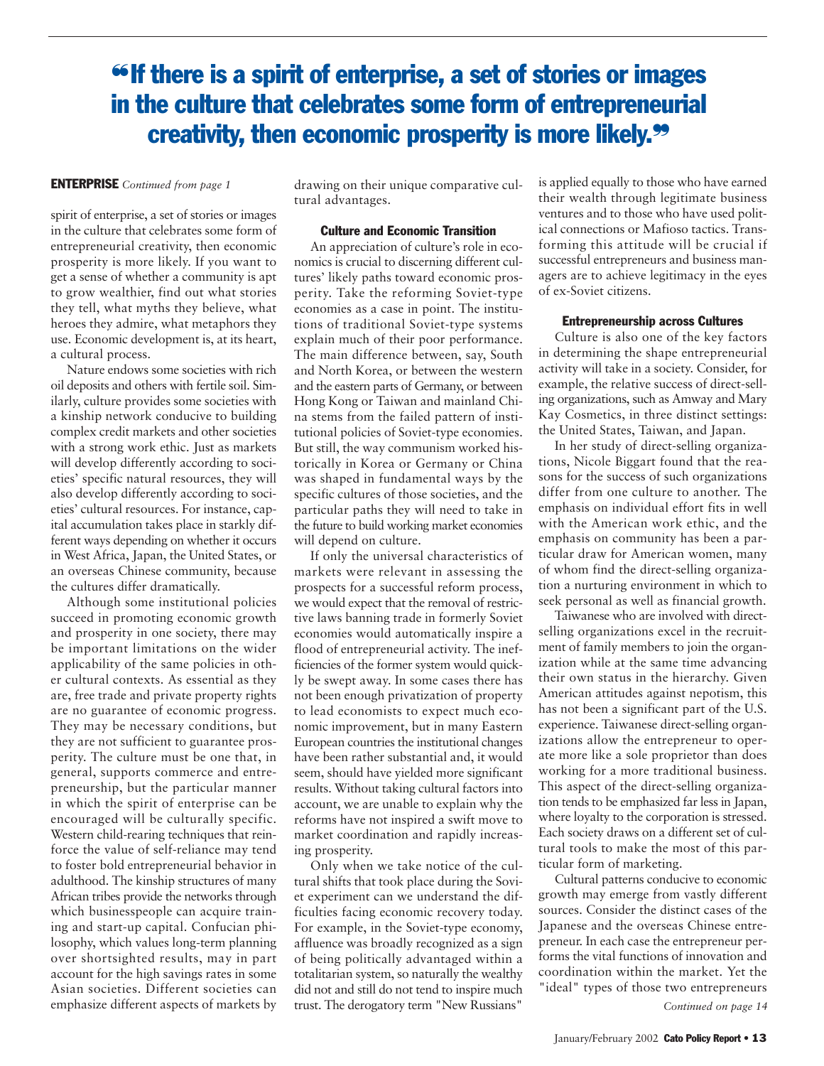> **"If there is a spirit of enterprise, a set of stories or images in the culture that celebrates some form of entrepreneurial creativity, then economic prosperity is more likely."**

**ENTERPRISE** *Continued from page 1*

spirit of enterprise, a set of stories or images in the culture that celebrates some form of entrepreneurial creativity, then economic prosperity is more likely. If you want to get a sense of whether a community is apt to grow wealthier, find out what stories they tell, what myths they believe, what heroes they admire, what metaphors they use. Economic development is, at its heart, a cultural process.

Nature endows some societies with rich oil deposits and others with fertile soil. Similarly, culture provides some societies with a kinship network conducive to building complex credit markets and other societies with a strong work ethic. Just as markets will develop differently according to societies' specific natural resources, they will also develop differently according to societies' cultural resources. For instance, capital accumulation takes place in starkly different ways depending on whether it occurs in West Africa, Japan, the United States, or an overseas Chinese community, because the cultures differ dramatically.

Although some institutional policies succeed in promoting economic growth and prosperity in one society, there may be important limitations on the wider applicability of the same policies in other cultural contexts. As essential as they are, free trade and private property rights are no guarantee of economic progress. They may be necessary conditions, but they are not sufficient to guarantee prosperity. The culture must be one that, in general, supports commerce and entrepreneurship, but the particular manner in which the spirit of enterprise can be encouraged will be culturally specific. Western child-rearing techniques that reinforce the value of self-reliance may tend to foster bold entrepreneurial behavior in adulthood. The kinship structures of many African tribes provide the networks through which businesspeople can acquire training and start-up capital. Confucian philosophy, which values long-term planning over shortsighted results, may in part account for the high savings rates in some Asian societies. Different societies can emphasize different aspects of markets by drawing on their unique comparative cultural advantages.

### Culture and Economic Transition

An appreciation of culture's role in economics is crucial to discerning different cultures' likely paths toward economic prosperity. Take the reforming Soviet-type economies as a case in point. The institutions of traditional Soviet-type systems explain much of their poor performance. The main difference between, say, South and North Korea, or between the western and the eastern parts of Germany, or between Hong Kong or Taiwan and mainland China stems from the failed pattern of institutional policies of Soviet-type economies. But still, the way communism worked historically in Korea or Germany or China was shaped in fundamental ways by the specific cultures of those societies, and the particular paths they will need to take in the future to build working market economies will depend on culture.

If only the universal characteristics of markets were relevant in assessing the prospects for a successful reform process, we would expect that the removal of restrictive laws banning trade in formerly Soviet economies would automatically inspire a flood of entrepreneurial activity. The inefficiencies of the former system would quickly be swept away. In some cases there has not been enough privatization of property to lead economists to expect much economic improvement, but in many Eastern European countries the institutional changes have been rather substantial and, it would seem, should have yielded more significant results. Without taking cultural factors into account, we are unable to explain why the reforms have not inspired a swift move to market coordination and rapidly increasing prosperity.

Only when we take notice of the cultural shifts that took place during the Soviet experiment can we understand the difficulties facing economic recovery today. For example, in the Soviet-type economy, affluence was broadly recognized as a sign of being politically advantaged within a totalitarian system, so naturally the wealthy did not and still do not tend to inspire much trust. The derogatory term "New Russians" is applied equally to those who have earned their wealth through legitimate business ventures and to those who have used political connections or Mafioso tactics. Transforming this attitude will be crucial if successful entrepreneurs and business managers are to achieve legitimacy in the eyes of ex-Soviet citizens.

### Entrepreneurship across Cultures

Culture is also one of the key factors in determining the shape entrepreneurial activity will take in a society. Consider, for example, the relative success of direct-selling organizations, such as Amway and Mary Kay Cosmetics, in three distinct settings: the United States, Taiwan, and Japan.

In her study of direct-selling organizations, Nicole Biggart found that the reasons for the success of such organizations differ from one culture to another. The emphasis on individual effort fits in well with the American work ethic, and the emphasis on community has been a particular draw for American women, many of whom find the direct-selling organization a nurturing environment in which to seek personal as well as financial growth.

Taiwanese who are involved with direct-selling organizations excel in the recruitment of family members to join the organization while at the same time advancing their own status in the hierarchy. Given American attitudes against nepotism, this has not been a significant part of the U.S. experience. Taiwanese direct-selling organizations allow the entrepreneur to operate more like a sole proprietor than does working for a more traditional business. This aspect of the direct-selling organization tends to be emphasized far less in Japan, where loyalty to the corporation is stressed. Each society draws on a different set of cultural tools to make the most of this particular form of marketing.

Cultural patterns conducive to economic growth may emerge from vastly different sources. Consider the distinct cases of the Japanese and the overseas Chinese entrepreneur. In each case the entrepreneur performs the vital functions of innovation and coordination within the market. Yet the "ideal" types of those two entrepreneurs

*Continued on page 14*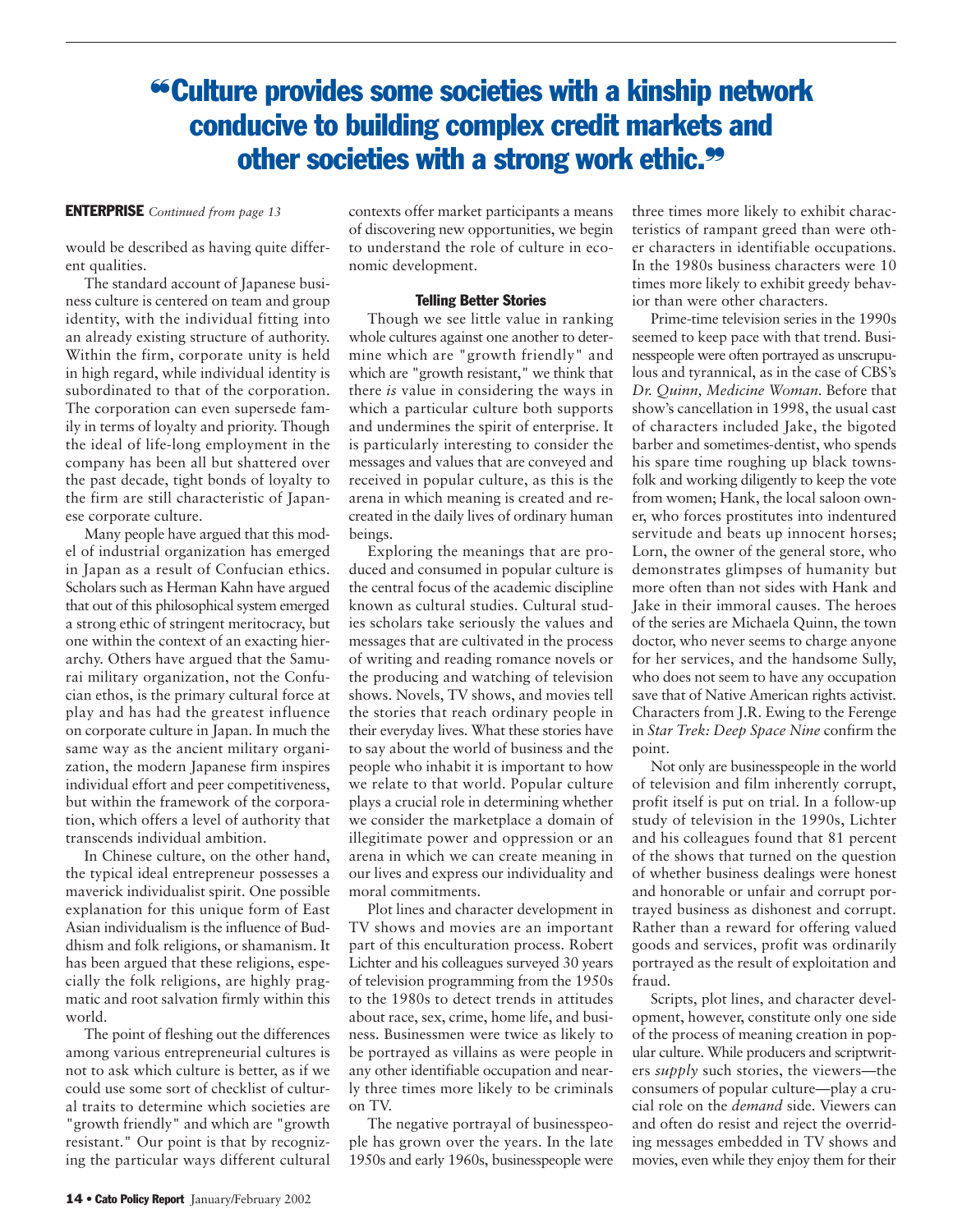# "Culture provides some societies with a kinship network conducive to building complex credit markets and other societies with a strong work ethic."

**ENTERPRISE** *Continued from page 13*

would be described as having quite different qualities.

The standard account of Japanese business culture is centered on team and group identity, with the individual fitting into an already existing structure of authority. Within the firm, corporate unity is held in high regard, while individual identity is subordinated to that of the corporation. The corporation can even supersede family in terms of loyalty and priority. Though the ideal of life-long employment in the company has been all but shattered over the past decade, tight bonds of loyalty to the firm are still characteristic of Japanese corporate culture.

Many people have argued that this model of industrial organization has emerged in Japan as a result of Confucian ethics. Scholars such as Herman Kahn have argued that out of this philosophical system emerged a strong ethic of stringent meritocracy, but one within the context of an exacting hierarchy. Others have argued that the Samurai military organization, not the Confucian ethos, is the primary cultural force at play and has had the greatest influence on corporate culture in Japan. In much the same way as the ancient military organization, the modern Japanese firm inspires individual effort and peer competitiveness, but within the framework of the corporation, which offers a level of authority that transcends individual ambition.

In Chinese culture, on the other hand, the typical ideal entrepreneur possesses a maverick individualist spirit. One possible explanation for this unique form of East Asian individualism is the influence of Buddhism and folk religions, or shamanism. It has been argued that these religions, especially the folk religions, are highly pragmatic and root salvation firmly within this world.

The point of fleshing out the differences among various entrepreneurial cultures is not to ask which culture is better, as if we could use some sort of checklist of cultural traits to determine which societies are "growth friendly" and which are "growth resistant." Our point is that by recognizing the particular ways different cultural contexts offer market participants a means of discovering new opportunities, we begin to understand the role of culture in economic development.

### Telling Better Stories

Though we see little value in ranking whole cultures against one another to determine which are "growth friendly" and which are "growth resistant," we think that there *is* value in considering the ways in which a particular culture both supports and undermines the spirit of enterprise. It is particularly interesting to consider the messages and values that are conveyed and received in popular culture, as this is the arena in which meaning is created and recreated in the daily lives of ordinary human beings.

Exploring the meanings that are produced and consumed in popular culture is the central focus of the academic discipline known as cultural studies. Cultural studies scholars take seriously the values and messages that are cultivated in the process of writing and reading romance novels or the producing and watching of television shows. Novels, TV shows, and movies tell the stories that reach ordinary people in their everyday lives. What these stories have to say about the world of business and the people who inhabit it is important to how we relate to that world. Popular culture plays a crucial role in determining whether we consider the marketplace a domain of illegitimate power and oppression or an arena in which we can create meaning in our lives and express our individuality and moral commitments.

Plot lines and character development in TV shows and movies are an important part of this enculturation process. Robert Lichter and his colleagues surveyed 30 years of television programming from the 1950s to the 1980s to detect trends in attitudes about race, sex, crime, home life, and business. Businessmen were twice as likely to be portrayed as villains as were people in any other identifiable occupation and nearly three times more likely to be criminals on TV.

The negative portrayal of businesspeople has grown over the years. In the late 1950s and early 1960s, businesspeople were three times more likely to exhibit characteristics of rampant greed than were other characters in identifiable occupations. In the 1980s business characters were 10 times more likely to exhibit greedy behavior than were other characters.

Prime-time television series in the 1990s seemed to keep pace with that trend. Businesspeople were often portrayed as unscrupulous and tyrannical, as in the case of CBS's *Dr. Quinn, Medicine Woman*. Before that show's cancellation in 1998, the usual cast of characters included Jake, the bigoted barber and sometimes-dentist, who spends his spare time roughing up black townsfolk and working diligently to keep the vote from women; Hank, the local saloon owner, who forces prostitutes into indentured servitude and beats up innocent horses; Lorn, the owner of the general store, who demonstrates glimpses of humanity but more often than not sides with Hank and Jake in their immoral causes. The heroes of the series are Michaela Quinn, the town doctor, who never seems to charge anyone for her services, and the handsome Sully, who does not seem to have any occupation save that of Native American rights activist. Characters from J.R. Ewing to the Ferenge in *Star Trek: Deep Space Nine* confirm the point.

Not only are businesspeople in the world of television and film inherently corrupt, profit itself is put on trial. In a follow-up study of television in the 1990s, Lichter and his colleagues found that 81 percent of the shows that turned on the question of whether business dealings were honest and honorable or unfair and corrupt portrayed business as dishonest and corrupt. Rather than a reward for offering valued goods and services, profit was ordinarily portrayed as the result of exploitation and fraud.

Scripts, plot lines, and character development, however, constitute only one side of the process of meaning creation in popular culture. While producers and scriptwriters *supply* such stories, the viewers—the consumers of popular culture—play a crucial role on the *demand* side. Viewers can and often do resist and reject the overriding messages embedded in TV shows and movies, even while they enjoy them for their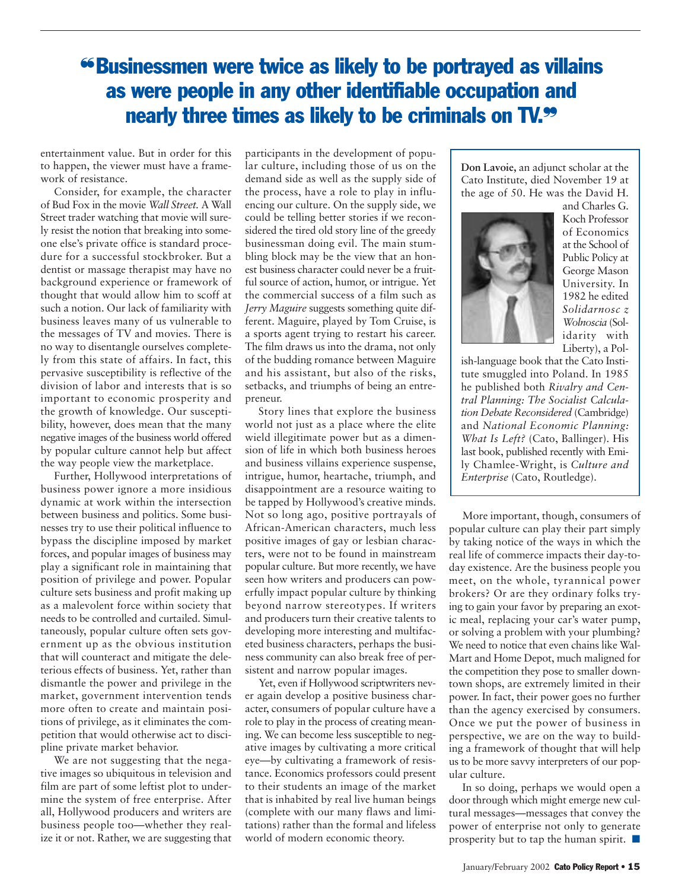> "Businessmen were twice as likely to be portrayed as villains as were people in any other identifiable occupation and nearly three times as likely to be criminals on TV."

entertainment value. But in order for this to happen, the viewer must have a framework of resistance.

Consider, for example, the character of Bud Fox in the movie *Wall Street*. A Wall Street trader watching that movie will surely resist the notion that breaking into someone else's private office is standard procedure for a successful stockbroker. But a dentist or massage therapist may have no background experience or framework of thought that would allow him to scoff at such a notion. Our lack of familiarity with business leaves many of us vulnerable to the messages of TV and movies. There is no way to disentangle ourselves completely from this state of affairs. In fact, this pervasive susceptibility is reflective of the division of labor and interests that is so important to economic prosperity and the growth of knowledge. Our susceptibility, however, does mean that the many negative images of the business world offered by popular culture cannot help but affect the way people view the marketplace.

Further, Hollywood interpretations of business power ignore a more insidious dynamic at work within the intersection between business and politics. Some businesses try to use their political influence to bypass the discipline imposed by market forces, and popular images of business may play a significant role in maintaining that position of privilege and power. Popular culture sets business and profit making up as a malevolent force within society that needs to be controlled and curtailed. Simultaneously, popular culture often sets government up as the obvious institution that will counteract and mitigate the deleterious effects of business. Yet, rather than dismantle the power and privilege in the market, government intervention tends more often to create and maintain positions of privilege, as it eliminates the competition that would otherwise act to discipline private market behavior.

We are not suggesting that the negative images so ubiquitous in television and film are part of some leftist plot to undermine the system of free enterprise. After all, Hollywood producers and writers are business people too—whether they realize it or not. Rather, we are suggesting that participants in the development of popular culture, including those of us on the demand side as well as the supply side of the process, have a role to play in influencing our culture. On the supply side, we could be telling better stories if we reconsidered the tired old story line of the greedy businessman doing evil. The main stumbling block may be the view that an honest business character could never be a fruitful source of action, humor, or intrigue. Yet the commercial success of a film such as *Jerry Maguire* suggests something quite different. Maguire, played by Tom Cruise, is a sports agent trying to restart his career. The film draws us into the drama, not only of the budding romance between Maguire and his assistant, but also of the risks, setbacks, and triumphs of being an entrepreneur.

Story lines that explore the business world not just as a place where the elite wield illegitimate power but as a dimension of life in which both business heroes and business villains experience suspense, intrigue, humor, heartache, triumph, and disappointment are a resource waiting to be tapped by Hollywood's creative minds. Not so long ago, positive portrayals of African-American characters, much less positive images of gay or lesbian characters, were not to be found in mainstream popular culture. But more recently, we have seen how writers and producers can powerfully impact popular culture by thinking beyond narrow stereotypes. If writers and producers turn their creative talents to developing more interesting and multifaceted business characters, perhaps the business community can also break free of persistent and narrow popular images.

Yet, even if Hollywood scriptwriters never again develop a positive business character, consumers of popular culture have a role to play in the process of creating meaning. We can become less susceptible to negative images by cultivating a more critical eye—by cultivating a framework of resistance. Economics professors could present to their students an image of the market that is inhabited by real live human beings (complete with our many flaws and limitations) rather than the formal and lifeless world of modern economic theory.

More important, though, consumers of popular culture can play their part simply by taking notice of the ways in which the real life of commerce impacts their day-to-day existence. Are the business people you meet, on the whole, tyrannical power brokers? Or are they ordinary folks trying to gain your favor by preparing an exotic meal, replacing your car's water pump, or solving a problem with your plumbing? We need to notice that even chains like Wal-Mart and Home Depot, much maligned for the competition they pose to smaller downtown shops, are extremely limited in their power. In fact, their power goes no further than the agency exercised by consumers. Once we put the power of business in perspective, we are on the way to building a framework of thought that will help us to be more savvy interpreters of our popular culture.

In so doing, perhaps we would open a door through which might emerge new cultural messages—messages that convey the power of enterprise not only to generate prosperity but to tap the human spirit. ■

---

**Don Lavoie**, an adjunct scholar at the Cato Institute, died November 19 at the age of 50. He was the David H. and Charles G. Koch Professor of Economics at the School of Public Policy at George Mason University. In 1982 he edited *Solidarnosc z Wolnoscia* (Solidarity with Liberty), a Polish-language book that the Cato Institute smuggled into Poland. In 1985 he published both *Rivalry and Central Planning: The Socialist Calculation Debate Reconsidered* (Cambridge) and *National Economic Planning: What Is Left?* (Cato, Ballinger). His last book, published recently with Emily Chamlee-Wright, is *Culture and Enterprise* (Cato, Routledge).